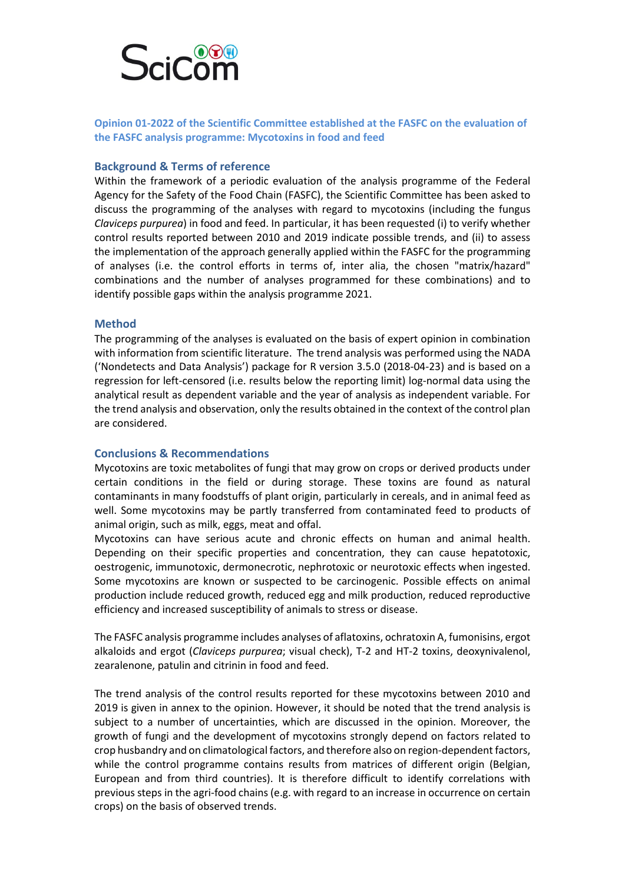SciCom

**Opinion 01-2022 of the Scientific Committee established at the FASFC on the evaluation of the FASFC analysis programme: Mycotoxins in food and feed**

## Background & Terms of reference

Within the framework of a periodic evaluation of the analysis programme of the Federal Agency for the Safety of the Food Chain (FASFC), the Scientific Committee has been asked to discuss the programming of the analyses with regard to mycotoxins (including the fungus *Claviceps purpurea*) in food and feed. In particular, it has been requested (i) to verify whether control results reported between 2010 and 2019 indicate possible trends, and (ii) to assess the implementation of the approach generally applied within the FASFC for the programming of analyses (i.e. the control efforts in terms of, inter alia, the chosen "matrix/hazard" combinations and the number of analyses programmed for these combinations) and to identify possible gaps within the analysis programme 2021.

## Method

The programming of the analyses is evaluated on the basis of expert opinion in combination with information from scientific literature. The trend analysis was performed using the NADA ('Nondetects and Data Analysis') package for R version 3.5.0 (2018-04-23) and is based on a regression for left-censored (i.e. results below the reporting limit) log-normal data using the analytical result as dependent variable and the year of analysis as independent variable. For the trend analysis and observation, only the results obtained in the context of the control plan are considered.

## Conclusions & Recommendations

Mycotoxins are toxic metabolites of fungi that may grow on crops or derived products under certain conditions in the field or during storage. These toxins are found as natural contaminants in many foodstuffs of plant origin, particularly in cereals, and in animal feed as well. Some mycotoxins may be partly transferred from contaminated feed to products of animal origin, such as milk, eggs, meat and offal.
Mycotoxins can have serious acute and chronic effects on human and animal health. Depending on their specific properties and concentration, they can cause hepatotoxic, oestrogenic, immunotoxic, dermonecrotic, nephrotoxic or neurotoxic effects when ingested. Some mycotoxins are known or suspected to be carcinogenic. Possible effects on animal production include reduced growth, reduced egg and milk production, reduced reproductive efficiency and increased susceptibility of animals to stress or disease.

The FASFC analysis programme includes analyses of aflatoxins, ochratoxin A, fumonisins, ergot alkaloids and ergot (*Claviceps purpurea*; visual check), T-2 and HT-2 toxins, deoxynivalenol, zearalenone, patulin and citrinin in food and feed.

The trend analysis of the control results reported for these mycotoxins between 2010 and 2019 is given in annex to the opinion. However, it should be noted that the trend analysis is subject to a number of uncertainties, which are discussed in the opinion. Moreover, the growth of fungi and the development of mycotoxins strongly depend on factors related to crop husbandry and on climatological factors, and therefore also on region-dependent factors, while the control programme contains results from matrices of different origin (Belgian, European and from third countries). It is therefore difficult to identify correlations with previous steps in the agri-food chains (e.g. with regard to an increase in occurrence on certain crops) on the basis of observed trends.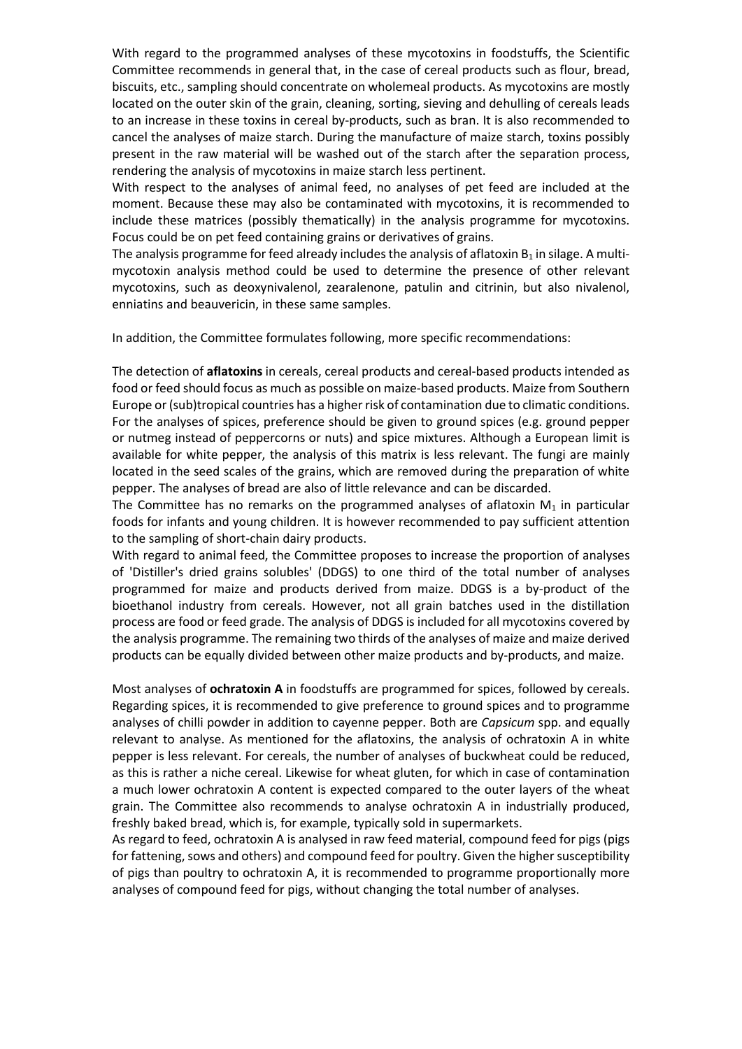With regard to the programmed analyses of these mycotoxins in foodstuffs, the Scientific Committee recommends in general that, in the case of cereal products such as flour, bread, biscuits, etc., sampling should concentrate on wholemeal products. As mycotoxins are mostly located on the outer skin of the grain, cleaning, sorting, sieving and dehulling of cereals leads to an increase in these toxins in cereal by-products, such as bran. It is also recommended to cancel the analyses of maize starch. During the manufacture of maize starch, toxins possibly present in the raw material will be washed out of the starch after the separation process, rendering the analysis of mycotoxins in maize starch less pertinent.

With respect to the analyses of animal feed, no analyses of pet feed are included at the moment. Because these may also be contaminated with mycotoxins, it is recommended to include these matrices (possibly thematically) in the analysis programme for mycotoxins. Focus could be on pet feed containing grains or derivatives of grains.

The analysis programme for feed already includes the analysis of aflatoxin $B_1$ in silage. A multi-mycotoxin analysis method could be used to determine the presence of other relevant mycotoxins, such as deoxynivalenol, zearalenone, patulin and citrinin, but also nivalenol, enniatins and beauvericin, in these same samples.

In addition, the Committee formulates following, more specific recommendations:

The detection of **aflatoxins** in cereals, cereal products and cereal-based products intended as food or feed should focus as much as possible on maize-based products. Maize from Southern Europe or (sub)tropical countries has a higher risk of contamination due to climatic conditions. For the analyses of spices, preference should be given to ground spices (e.g. ground pepper or nutmeg instead of peppercorns or nuts) and spice mixtures. Although a European limit is available for white pepper, the analysis of this matrix is less relevant. The fungi are mainly located in the seed scales of the grains, which are removed during the preparation of white pepper. The analyses of bread are also of little relevance and can be discarded.

The Committee has no remarks on the programmed analyses of aflatoxin $M_1$ in particular foods for infants and young children. It is however recommended to pay sufficient attention to the sampling of short-chain dairy products.

With regard to animal feed, the Committee proposes to increase the proportion of analyses of 'Distiller's dried grains solubles' (DDGS) to one third of the total number of analyses programmed for maize and products derived from maize. DDGS is a by-product of the bioethanol industry from cereals. However, not all grain batches used in the distillation process are food or feed grade. The analysis of DDGS is included for all mycotoxins covered by the analysis programme. The remaining two thirds of the analyses of maize and maize derived products can be equally divided between other maize products and by-products, and maize.

Most analyses of **ochratoxin A** in foodstuffs are programmed for spices, followed by cereals. Regarding spices, it is recommended to give preference to ground spices and to programme analyses of chilli powder in addition to cayenne pepper. Both are *Capsicum* spp. and equally relevant to analyse. As mentioned for the aflatoxins, the analysis of ochratoxin A in white pepper is less relevant. For cereals, the number of analyses of buckwheat could be reduced, as this is rather a niche cereal. Likewise for wheat gluten, for which in case of contamination a much lower ochratoxin A content is expected compared to the outer layers of the wheat grain. The Committee also recommends to analyse ochratoxin A in industrially produced, freshly baked bread, which is, for example, typically sold in supermarkets.

As regard to feed, ochratoxin A is analysed in raw feed material, compound feed for pigs (pigs for fattening, sows and others) and compound feed for poultry. Given the higher susceptibility of pigs than poultry to ochratoxin A, it is recommended to programme proportionally more analyses of compound feed for pigs, without changing the total number of analyses.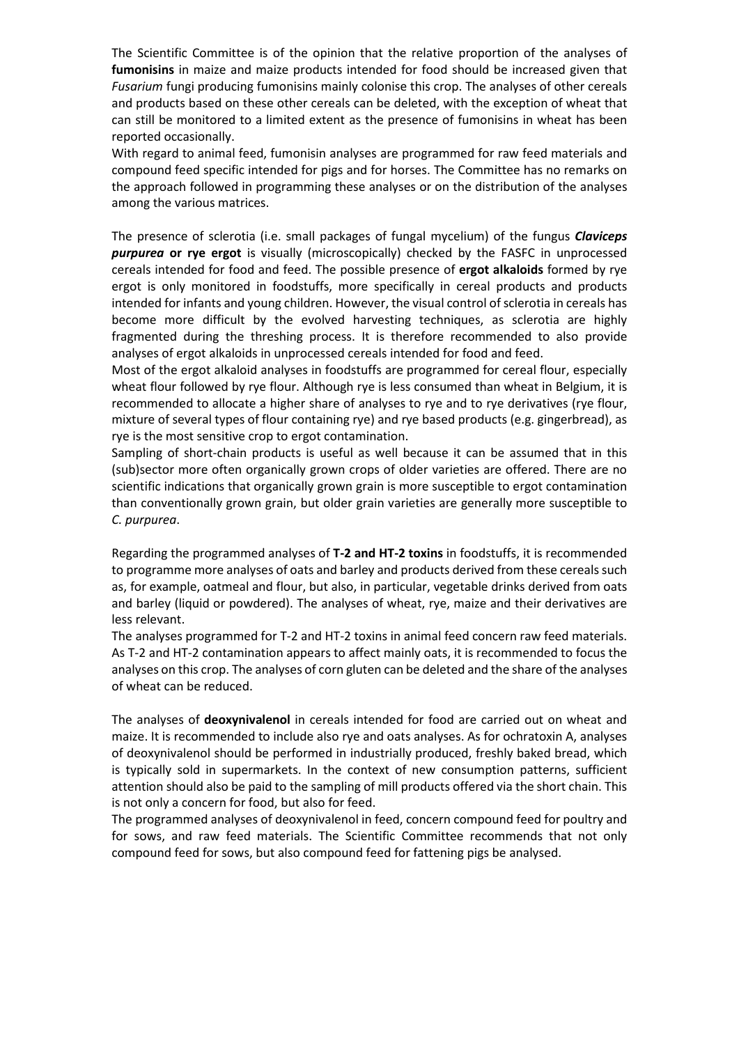The Scientific Committee is of the opinion that the relative proportion of the analyses of **fumonisins** in maize and maize products intended for food should be increased given that *Fusarium* fungi producing fumonisins mainly colonise this crop. The analyses of other cereals and products based on these other cereals can be deleted, with the exception of wheat that can still be monitored to a limited extent as the presence of fumonisins in wheat has been reported occasionally.
With regard to animal feed, fumonisin analyses are programmed for raw feed materials and compound feed specific intended for pigs and for horses. The Committee has no remarks on the approach followed in programming these analyses or on the distribution of the analyses among the various matrices.

The presence of sclerotia (i.e. small packages of fungal mycelium) of the fungus ***Claviceps purpurea*** **or rye ergot** is visually (microscopically) checked by the FASFC in unprocessed cereals intended for food and feed. The possible presence of **ergot alkaloids** formed by rye ergot is only monitored in foodstuffs, more specifically in cereal products and products intended for infants and young children. However, the visual control of sclerotia in cereals has become more difficult by the evolved harvesting techniques, as sclerotia are highly fragmented during the threshing process. It is therefore recommended to also provide analyses of ergot alkaloids in unprocessed cereals intended for food and feed.
Most of the ergot alkaloid analyses in foodstuffs are programmed for cereal flour, especially wheat flour followed by rye flour. Although rye is less consumed than wheat in Belgium, it is recommended to allocate a higher share of analyses to rye and to rye derivatives (rye flour, mixture of several types of flour containing rye) and rye based products (e.g. gingerbread), as rye is the most sensitive crop to ergot contamination.
Sampling of short-chain products is useful as well because it can be assumed that in this (sub)sector more often organically grown crops of older varieties are offered. There are no scientific indications that organically grown grain is more susceptible to ergot contamination than conventionally grown grain, but older grain varieties are generally more susceptible to *C. purpurea*.

Regarding the programmed analyses of **T-2 and HT-2 toxins** in foodstuffs, it is recommended to programme more analyses of oats and barley and products derived from these cereals such as, for example, oatmeal and flour, but also, in particular, vegetable drinks derived from oats and barley (liquid or powdered). The analyses of wheat, rye, maize and their derivatives are less relevant.
The analyses programmed for T-2 and HT-2 toxins in animal feed concern raw feed materials. As T-2 and HT-2 contamination appears to affect mainly oats, it is recommended to focus the analyses on this crop. The analyses of corn gluten can be deleted and the share of the analyses of wheat can be reduced.

The analyses of **deoxynivalenol** in cereals intended for food are carried out on wheat and maize. It is recommended to include also rye and oats analyses. As for ochratoxin A, analyses of deoxynivalenol should be performed in industrially produced, freshly baked bread, which is typically sold in supermarkets. In the context of new consumption patterns, sufficient attention should also be paid to the sampling of mill products offered via the short chain. This is not only a concern for food, but also for feed.
The programmed analyses of deoxynivalenol in feed, concern compound feed for poultry and for sows, and raw feed materials. The Scientific Committee recommends that not only compound feed for sows, but also compound feed for fattening pigs be analysed.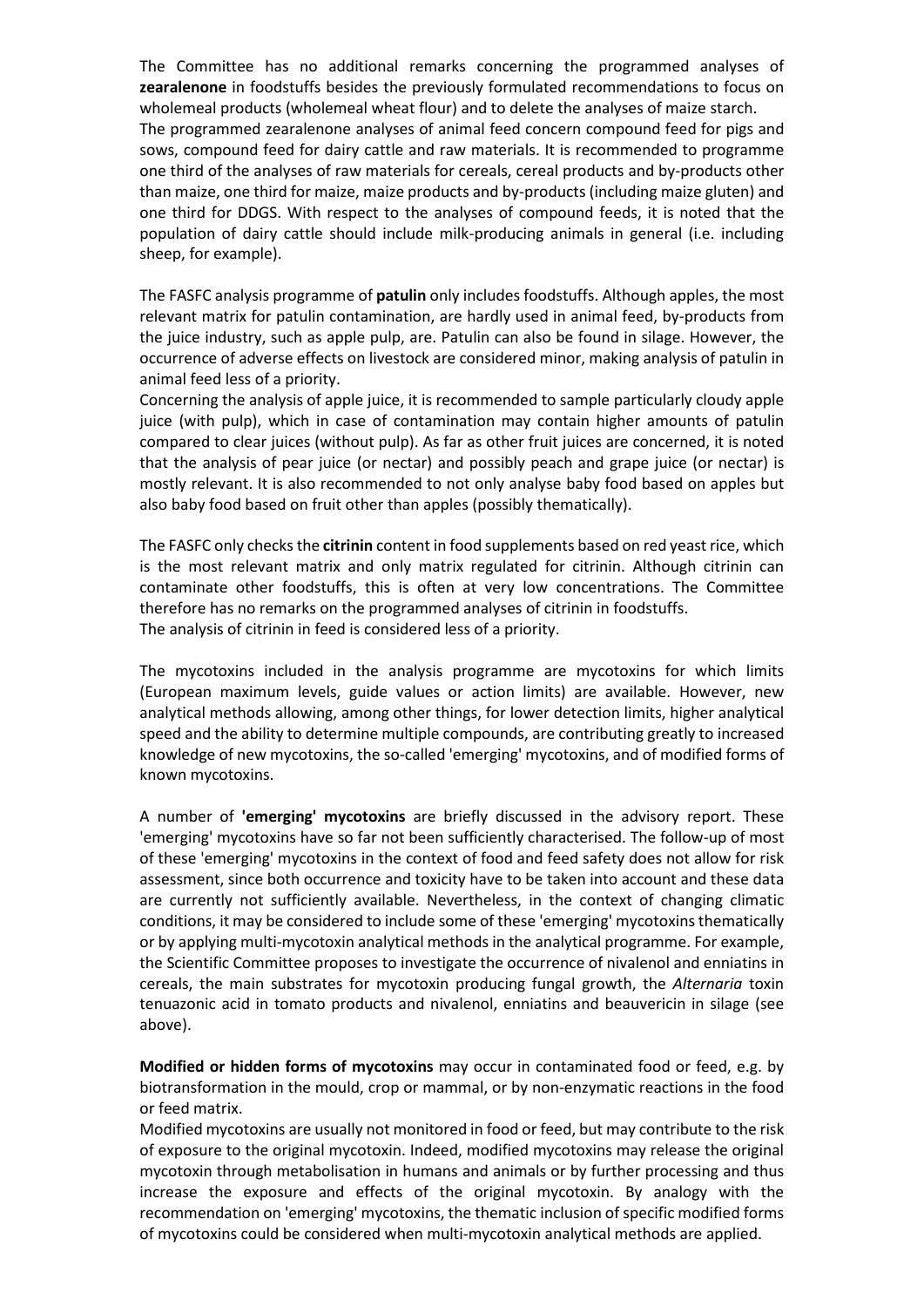The Committee has no additional remarks concerning the programmed analyses of **zearalenone** in foodstuffs besides the previously formulated recommendations to focus on wholemeal products (wholemeal wheat flour) and to delete the analyses of maize starch.
The programmed zearalenone analyses of animal feed concern compound feed for pigs and sows, compound feed for dairy cattle and raw materials. It is recommended to programme one third of the analyses of raw materials for cereals, cereal products and by-products other than maize, one third for maize, maize products and by-products (including maize gluten) and one third for DDGS. With respect to the analyses of compound feeds, it is noted that the population of dairy cattle should include milk-producing animals in general (i.e. including sheep, for example).

The FASFC analysis programme of **patulin** only includes foodstuffs. Although apples, the most relevant matrix for patulin contamination, are hardly used in animal feed, by-products from the juice industry, such as apple pulp, are. Patulin can also be found in silage. However, the occurrence of adverse effects on livestock are considered minor, making analysis of patulin in animal feed less of a priority.
Concerning the analysis of apple juice, it is recommended to sample particularly cloudy apple juice (with pulp), which in case of contamination may contain higher amounts of patulin compared to clear juices (without pulp). As far as other fruit juices are concerned, it is noted that the analysis of pear juice (or nectar) and possibly peach and grape juice (or nectar) is mostly relevant. It is also recommended to not only analyse baby food based on apples but also baby food based on fruit other than apples (possibly thematically).

The FASFC only checks the **citrinin** content in food supplements based on red yeast rice, which is the most relevant matrix and only matrix regulated for citrinin. Although citrinin can contaminate other foodstuffs, this is often at very low concentrations. The Committee therefore has no remarks on the programmed analyses of citrinin in foodstuffs.
The analysis of citrinin in feed is considered less of a priority.

The mycotoxins included in the analysis programme are mycotoxins for which limits (European maximum levels, guide values or action limits) are available. However, new analytical methods allowing, among other things, for lower detection limits, higher analytical speed and the ability to determine multiple compounds, are contributing greatly to increased knowledge of new mycotoxins, the so-called 'emerging' mycotoxins, and of modified forms of known mycotoxins.

A number of **'emerging' mycotoxins** are briefly discussed in the advisory report. These 'emerging' mycotoxins have so far not been sufficiently characterised. The follow-up of most of these 'emerging' mycotoxins in the context of food and feed safety does not allow for risk assessment, since both occurrence and toxicity have to be taken into account and these data are currently not sufficiently available. Nevertheless, in the context of changing climatic conditions, it may be considered to include some of these 'emerging' mycotoxins thematically or by applying multi-mycotoxin analytical methods in the analytical programme. For example, the Scientific Committee proposes to investigate the occurrence of nivalenol and enniatins in cereals, the main substrates for mycotoxin producing fungal growth, the *Alternaria* toxin tenuazonic acid in tomato products and nivalenol, enniatins and beauvericin in silage (see above).

**Modified or hidden forms of mycotoxins** may occur in contaminated food or feed, e.g. by biotransformation in the mould, crop or mammal, or by non-enzymatic reactions in the food or feed matrix.
Modified mycotoxins are usually not monitored in food or feed, but may contribute to the risk of exposure to the original mycotoxin. Indeed, modified mycotoxins may release the original mycotoxin through metabolisation in humans and animals or by further processing and thus increase the exposure and effects of the original mycotoxin. By analogy with the recommendation on 'emerging' mycotoxins, the thematic inclusion of specific modified forms of mycotoxins could be considered when multi-mycotoxin analytical methods are applied.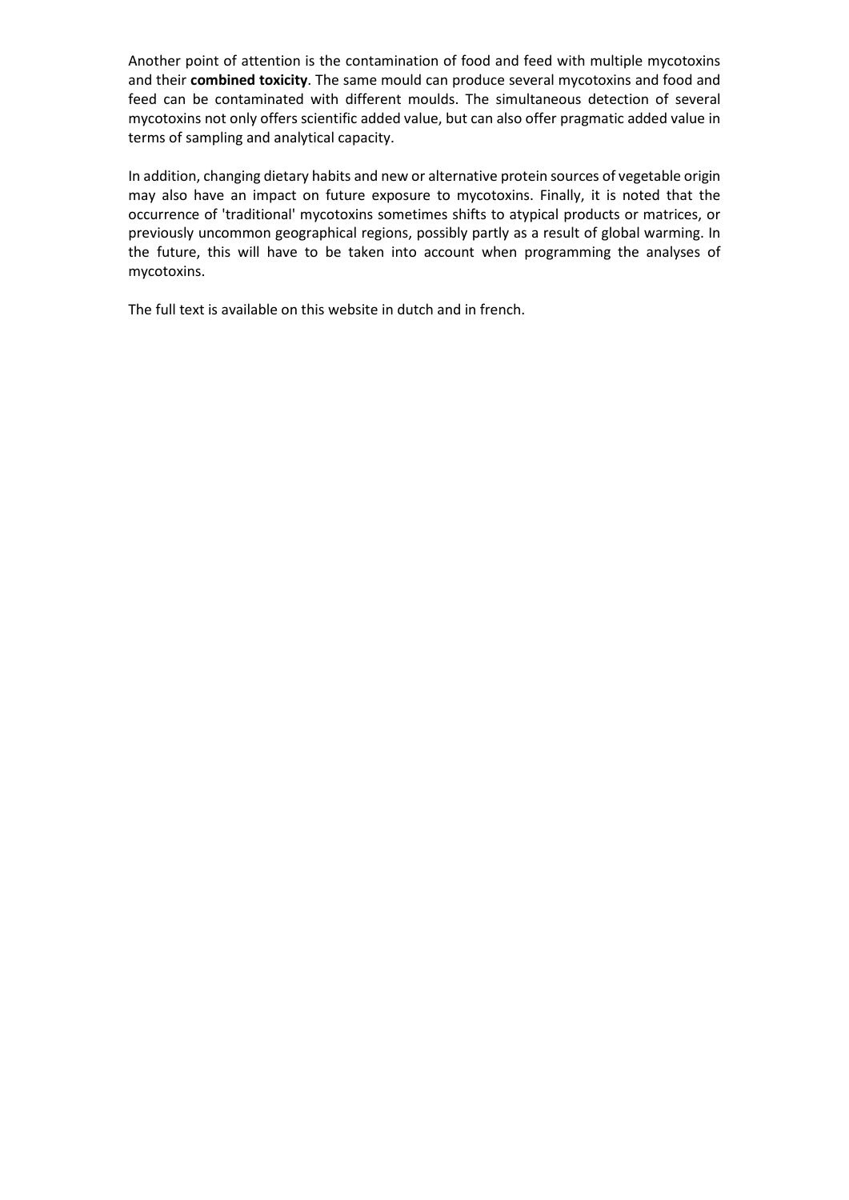Another point of attention is the contamination of food and feed with multiple mycotoxins and their **combined toxicity**. The same mould can produce several mycotoxins and food and feed can be contaminated with different moulds. The simultaneous detection of several mycotoxins not only offers scientific added value, but can also offer pragmatic added value in terms of sampling and analytical capacity.

In addition, changing dietary habits and new or alternative protein sources of vegetable origin may also have an impact on future exposure to mycotoxins. Finally, it is noted that the occurrence of 'traditional' mycotoxins sometimes shifts to atypical products or matrices, or previously uncommon geographical regions, possibly partly as a result of global warming. In the future, this will have to be taken into account when programming the analyses of mycotoxins.

The full text is available on this website in dutch and in french.